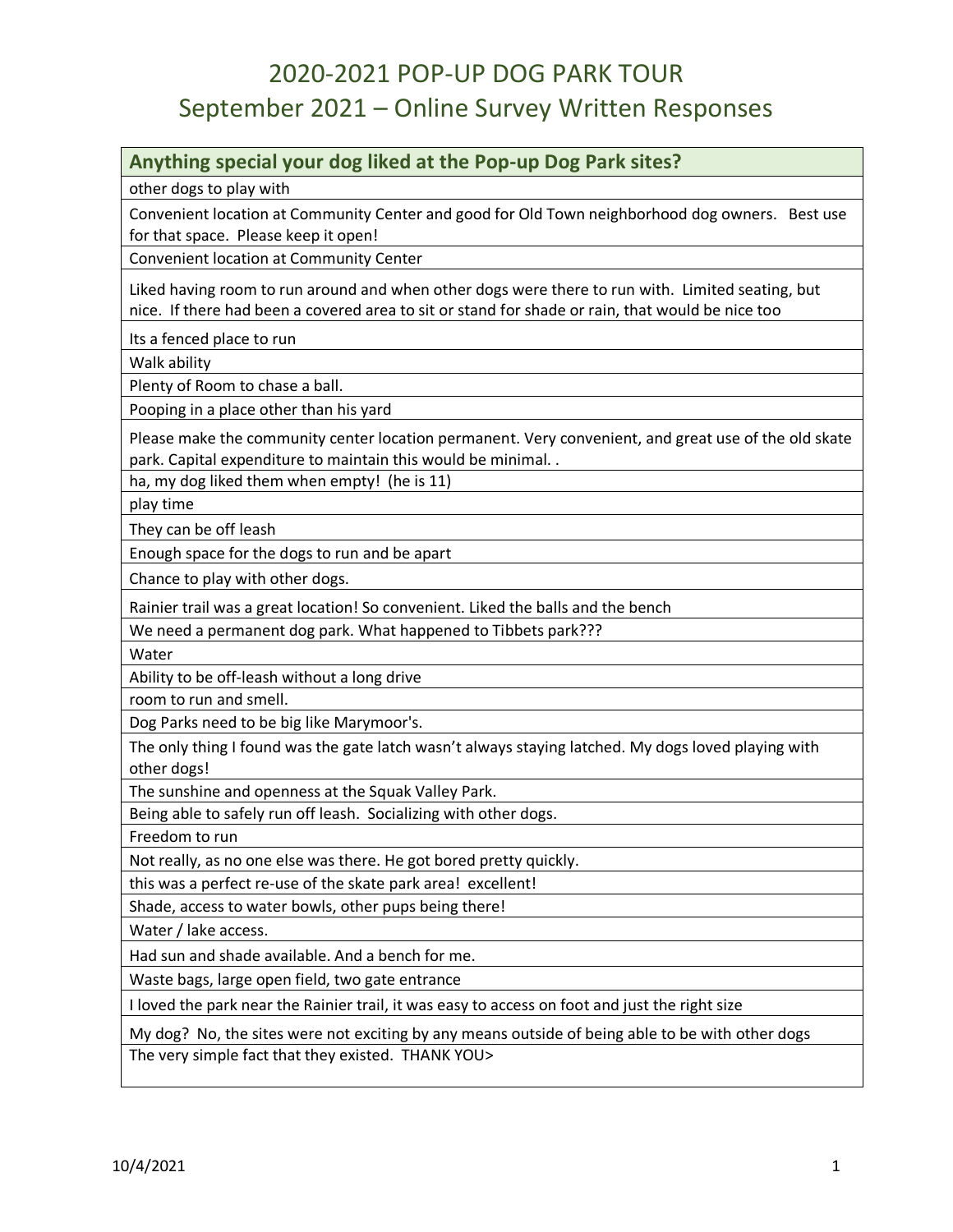# 2020-2021 POP-UP DOG PARK TOUR
## September 2021 – Online Survey Written Responses

| Anything special your dog liked at the Pop-up Dog Park sites? |
|---|
| other dogs to play with |
| Convenient location at Community Center and good for Old Town neighborhood dog owners. Best use for that space. Please keep it open! |
| Convenient location at Community Center |
| Liked having room to run around and when other dogs were there to run with. Limited seating, but nice. If there had been a covered area to sit or stand for shade or rain, that would be nice too |
| Its a fenced place to run |
| Walk ability |
| Plenty of Room to chase a ball. |
| Pooping in a place other than his yard |
| Please make the community center location permanent. Very convenient, and great use of the old skate park. Capital expenditure to maintain this would be minimal. . |
| ha, my dog liked them when empty! (he is 11) |
| play time |
| They can be off leash |
| Enough space for the dogs to run and be apart |
| Chance to play with other dogs. |
| Rainier trail was a great location! So convenient. Liked the balls and the bench |
| We need a permanent dog park. What happened to Tibbets park??? |
| Water |
| Ability to be off-leash without a long drive |
| room to run and smell. |
| Dog Parks need to be big like Marymoor's. |
| The only thing I found was the gate latch wasn't always staying latched. My dogs loved playing with other dogs! |
| The sunshine and openness at the Squak Valley Park. |
| Being able to safely run off leash. Socializing with other dogs. |
| Freedom to run |
| Not really, as no one else was there. He got bored pretty quickly. |
| this was a perfect re-use of the skate park area! excellent! |
| Shade, access to water bowls, other pups being there! |
| Water / lake access. |
| Had sun and shade available. And a bench for me. |
| Waste bags, large open field, two gate entrance |
| I loved the park near the Rainier trail, it was easy to access on foot and just the right size |
| My dog? No, the sites were not exciting by any means outside of being able to be with other dogs |
| The very simple fact that they existed. THANK YOU> |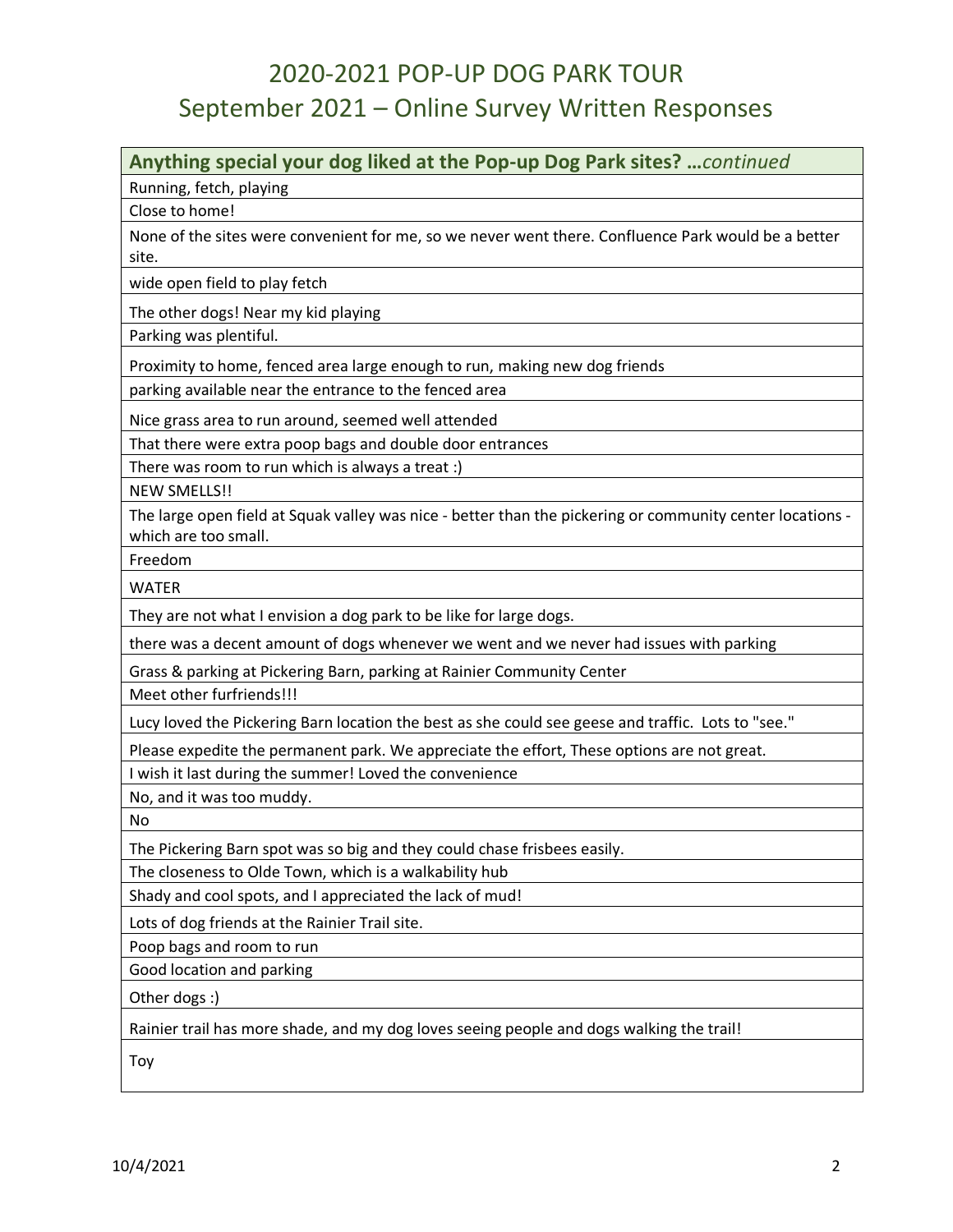# 2020-2021 POP-UP DOG PARK TOUR
## September 2021 – Online Survey Written Responses

| **Anything special your dog liked at the Pop-up Dog Park sites? …*continued*** |
|---|
| Running, fetch, playing |
| Close to home! |
| None of the sites were convenient for me, so we never went there. Confluence Park would be a better site. |
| wide open field to play fetch |
| The other dogs! Near my kid playing |
| Parking was plentiful. |
| Proximity to home, fenced area large enough to run, making new dog friends |
| parking available near the entrance to the fenced area |
| Nice grass area to run around, seemed well attended |
| That there were extra poop bags and double door entrances |
| There was room to run which is always a treat :) |
| NEW SMELLS!! |
| The large open field at Squak valley was nice - better than the pickering or community center locations - which are too small. |
| Freedom |
| WATER |
| They are not what I envision a dog park to be like for large dogs. |
| there was a decent amount of dogs whenever we went and we never had issues with parking |
| Grass & parking at Pickering Barn, parking at Rainier Community Center |
| Meet other furfriends!!! |
| Lucy loved the Pickering Barn location the best as she could see geese and traffic. Lots to "see." |
| Please expedite the permanent park. We appreciate the effort, These options are not great. |
| I wish it last during the summer! Loved the convenience |
| No, and it was too muddy. |
| No |
| The Pickering Barn spot was so big and they could chase frisbees easily. |
| The closeness to Olde Town, which is a walkability hub |
| Shady and cool spots, and I appreciated the lack of mud! |
| Lots of dog friends at the Rainier Trail site. |
| Poop bags and room to run |
| Good location and parking |
| Other dogs :) |
| Rainier trail has more shade, and my dog loves seeing people and dogs walking the trail! |
| Toy |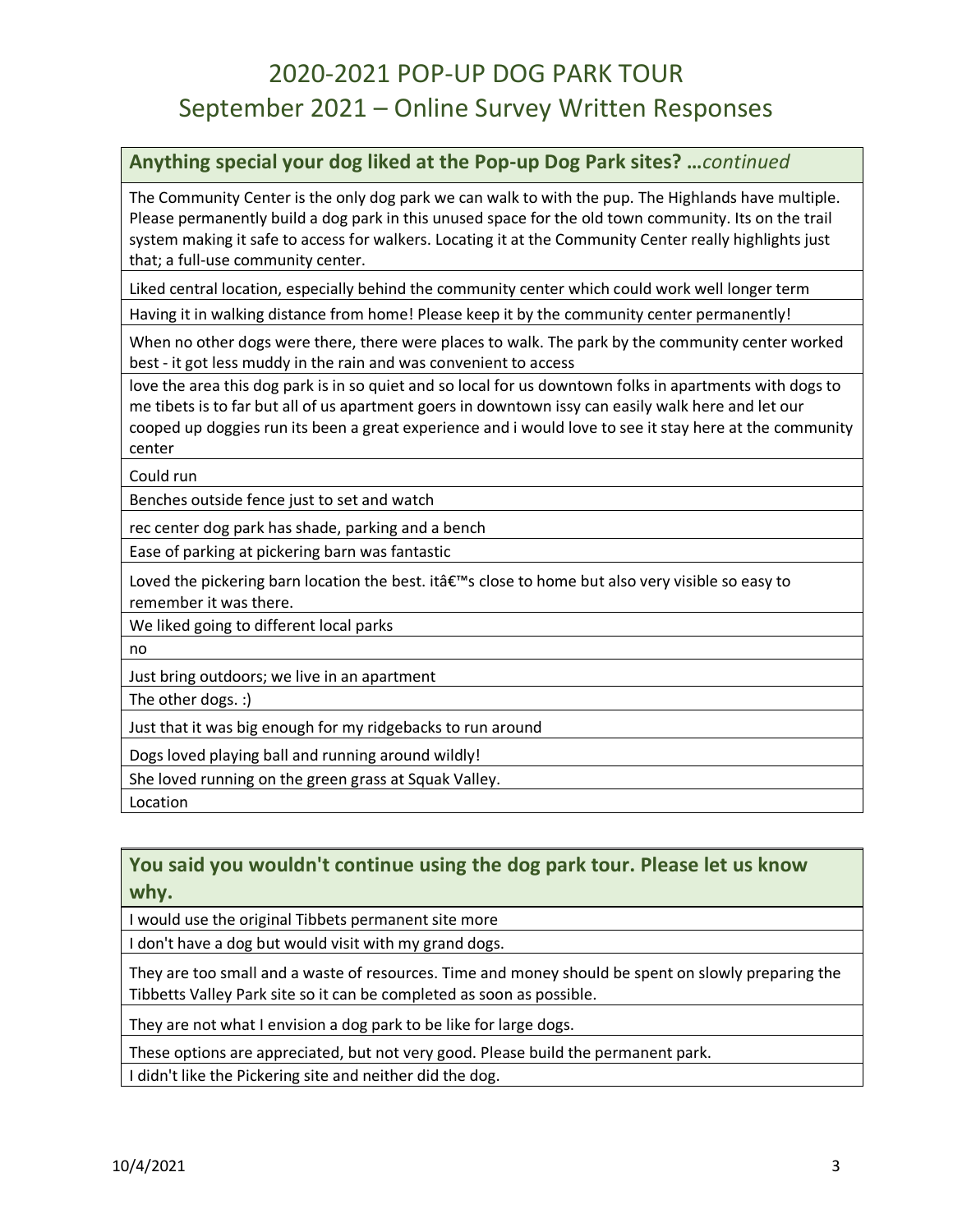# 2020-2021 POP-UP DOG PARK TOUR
# September 2021 – Online Survey Written Responses

| **Anything special your dog liked at the Pop-up Dog Park sites? …*continued*** |
| --- |
| The Community Center is the only dog park we can walk to with the pup. The Highlands have multiple. Please permanently build a dog park in this unused space for the old town community. Its on the trail system making it safe to access for walkers. Locating it at the Community Center really highlights just that; a full-use community center. |
| Liked central location, especially behind the community center which could work well longer term |
| Having it in walking distance from home! Please keep it by the community center permanently! |
| When no other dogs were there, there were places to walk. The park by the community center worked best - it got less muddy in the rain and was convenient to access |
| love the area this dog park is in so quiet and so local for us downtown folks in apartments with dogs to me tibets is to far but all of us apartment goers in downtown issy can easily walk here and let our cooped up doggies run its been a great experience and i would love to see it stay here at the community center |
| Could run |
| Benches outside fence just to set and watch |
| rec center dog park has shade, parking and a bench |
| Ease of parking at pickering barn was fantastic |
| Loved the pickering barn location the best. itâ€™s close to home but also very visible so easy to remember it was there. |
| We liked going to different local parks |
| no |
| Just bring outdoors; we live in an apartment |
| The other dogs. :) |
| Just that it was big enough for my ridgebacks to run around |
| Dogs loved playing ball and running around wildly! |
| She loved running on the green grass at Squak Valley. |
| Location |

| **You said you wouldn't continue using the dog park tour. Please let us know why.** |
| --- |
| I would use the original Tibbets permanent site more |
| I don't have a dog but would visit with my grand dogs. |
| They are too small and a waste of resources. Time and money should be spent on slowly preparing the Tibbetts Valley Park site so it can be completed as soon as possible. |
| They are not what I envision a dog park to be like for large dogs. |
| These options are appreciated, but not very good. Please build the permanent park. |
| I didn't like the Pickering site and neither did the dog. |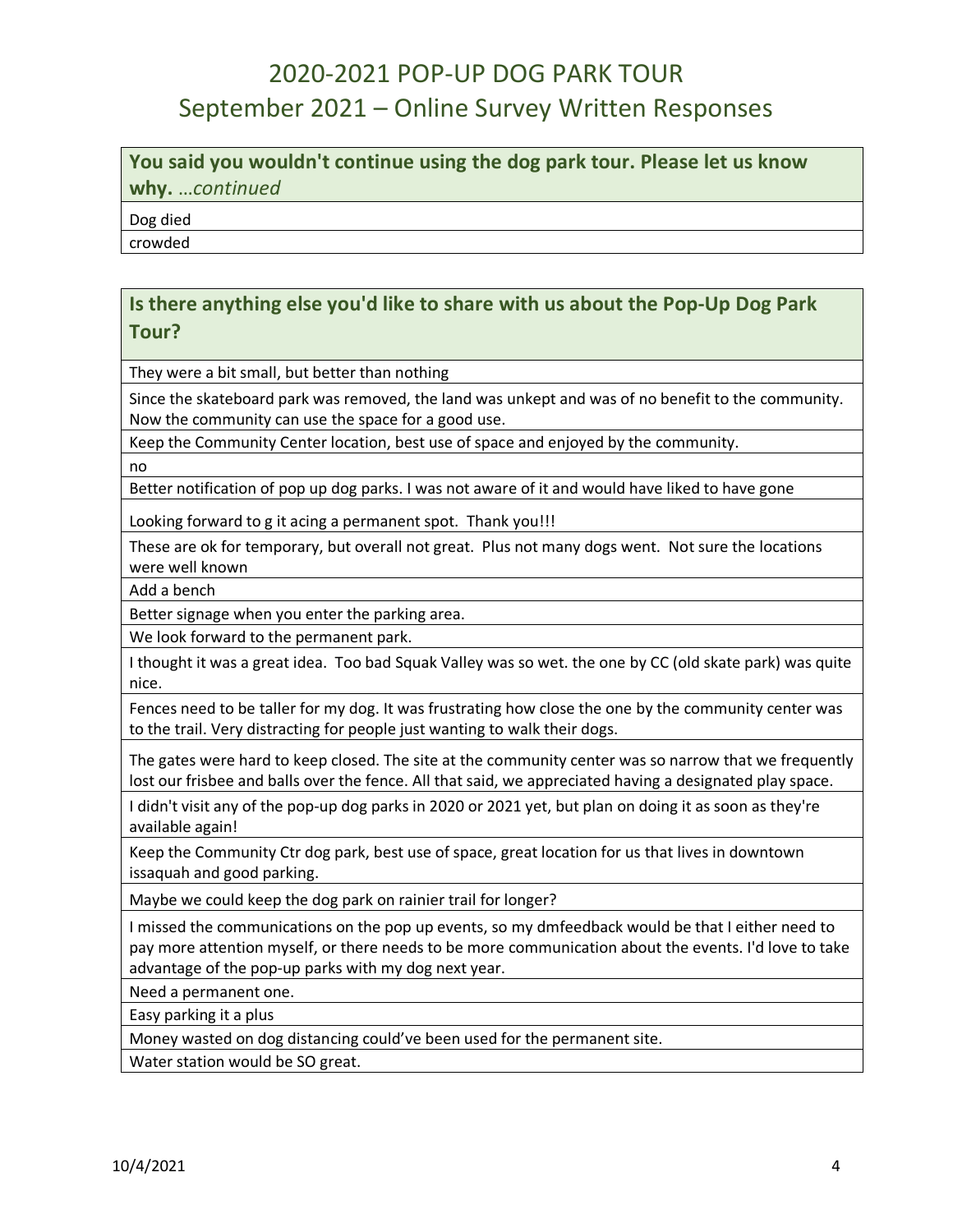# 2020-2021 POP-UP DOG PARK TOUR
## September 2021 – Online Survey Written Responses

| You said you wouldn't continue using the dog park tour. Please let us know why. *…continued* |
|---|
| Dog died |
| crowded |

| Is there anything else you'd like to share with us about the Pop-Up Dog Park Tour? |
|---|
| They were a bit small, but better than nothing |
| Since the skateboard park was removed, the land was unkept and was of no benefit to the community. Now the community can use the space for a good use. |
| Keep the Community Center location, best use of space and enjoyed by the community. |
| no |
| Better notification of pop up dog parks. I was not aware of it and would have liked to have gone |
| Looking forward to g it acing a permanent spot. Thank you!!! |
| These are ok for temporary, but overall not great. Plus not many dogs went. Not sure the locations were well known |
| Add a bench |
| Better signage when you enter the parking area. |
| We look forward to the permanent park. |
| I thought it was a great idea. Too bad Squak Valley was so wet. the one by CC (old skate park) was quite nice. |
| Fences need to be taller for my dog. It was frustrating how close the one by the community center was to the trail. Very distracting for people just wanting to walk their dogs. |
| The gates were hard to keep closed. The site at the community center was so narrow that we frequently lost our frisbee and balls over the fence. All that said, we appreciated having a designated play space. |
| I didn't visit any of the pop-up dog parks in 2020 or 2021 yet, but plan on doing it as soon as they're available again! |
| Keep the Community Ctr dog park, best use of space, great location for us that lives in downtown issaquah and good parking. |
| Maybe we could keep the dog park on rainier trail for longer? |
| I missed the communications on the pop up events, so my dmfeedback would be that I either need to pay more attention myself, or there needs to be more communication about the events. I'd love to take advantage of the pop-up parks with my dog next year. |
| Need a permanent one. |
| Easy parking it a plus |
| Money wasted on dog distancing could've been used for the permanent site. |
| Water station would be SO great. |

10/4/2021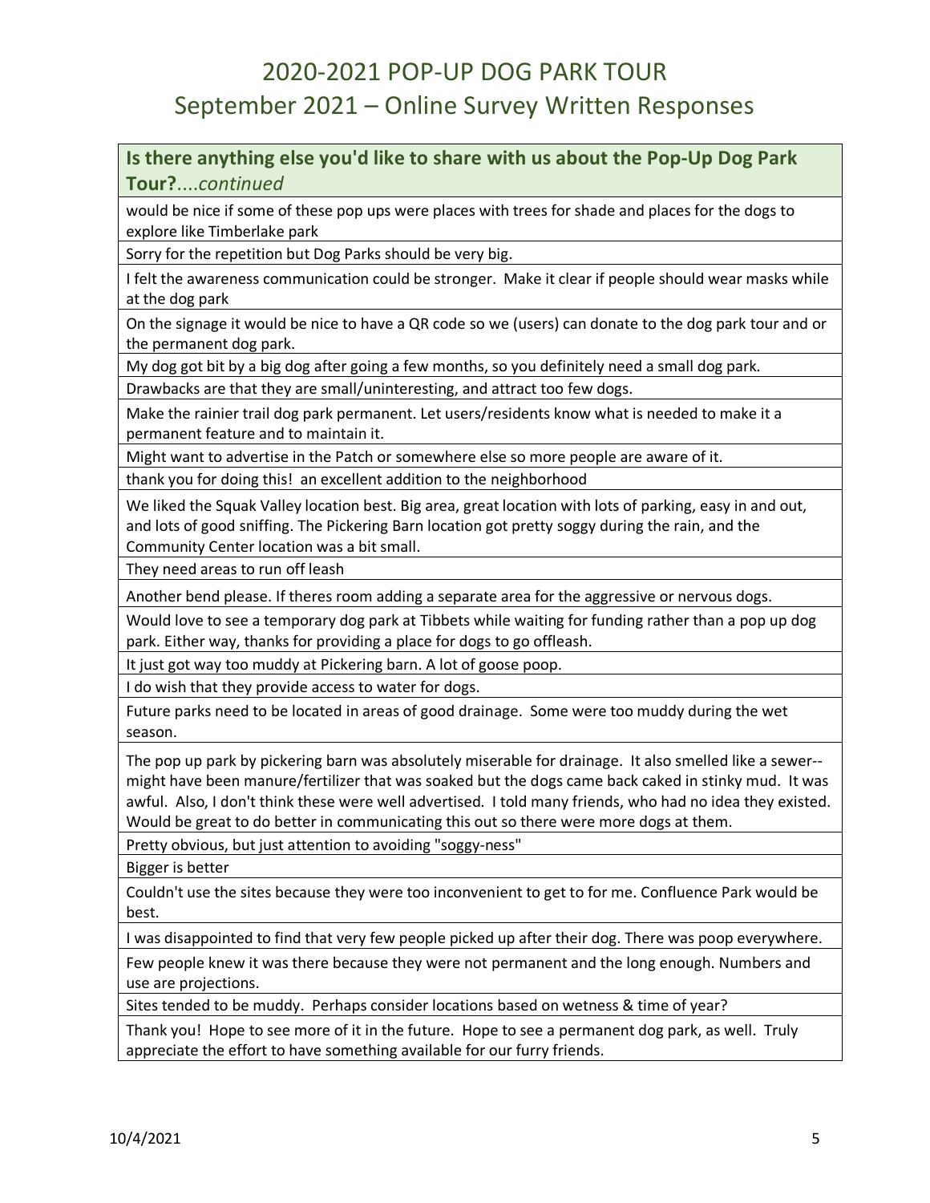# 2020-2021 POP-UP DOG PARK TOUR
# September 2021 – Online Survey Written Responses

| **Is there anything else you'd like to share with us about the Pop-Up Dog Park Tour?**....*continued* |
|---|
| would be nice if some of these pop ups were places with trees for shade and places for the dogs to explore like Timberlake park |
| Sorry for the repetition but Dog Parks should be very big. |
| I felt the awareness communication could be stronger. Make it clear if people should wear masks while at the dog park |
| On the signage it would be nice to have a QR code so we (users) can donate to the dog park tour and or the permanent dog park. |
| My dog got bit by a big dog after going a few months, so you definitely need a small dog park. |
| Drawbacks are that they are small/uninteresting, and attract too few dogs. |
| Make the rainier trail dog park permanent. Let users/residents know what is needed to make it a permanent feature and to maintain it. |
| Might want to advertise in the Patch or somewhere else so more people are aware of it. |
| thank you for doing this! an excellent addition to the neighborhood |
| We liked the Squak Valley location best. Big area, great location with lots of parking, easy in and out, and lots of good sniffing. The Pickering Barn location got pretty soggy during the rain, and the Community Center location was a bit small. |
| They need areas to run off leash |
| Another bend please. If theres room adding a separate area for the aggressive or nervous dogs. |
| Would love to see a temporary dog park at Tibbets while waiting for funding rather than a pop up dog park. Either way, thanks for providing a place for dogs to go offleash. |
| It just got way too muddy at Pickering barn. A lot of goose poop. |
| I do wish that they provide access to water for dogs. |
| Future parks need to be located in areas of good drainage. Some were too muddy during the wet season. |
| The pop up park by pickering barn was absolutely miserable for drainage. It also smelled like a sewer--might have been manure/fertilizer that was soaked but the dogs came back caked in stinky mud. It was awful. Also, I don't think these were well advertised. I told many friends, who had no idea they existed. Would be great to do better in communicating this out so there were more dogs at them. |
| Pretty obvious, but just attention to avoiding "soggy-ness" |
| Bigger is better |
| Couldn't use the sites because they were too inconvenient to get to for me. Confluence Park would be best. |
| I was disappointed to find that very few people picked up after their dog. There was poop everywhere. |
| Few people knew it was there because they were not permanent and the long enough. Numbers and use are projections. |
| Sites tended to be muddy. Perhaps consider locations based on wetness & time of year? |
| Thank you! Hope to see more of it in the future. Hope to see a permanent dog park, as well. Truly appreciate the effort to have something available for our furry friends. |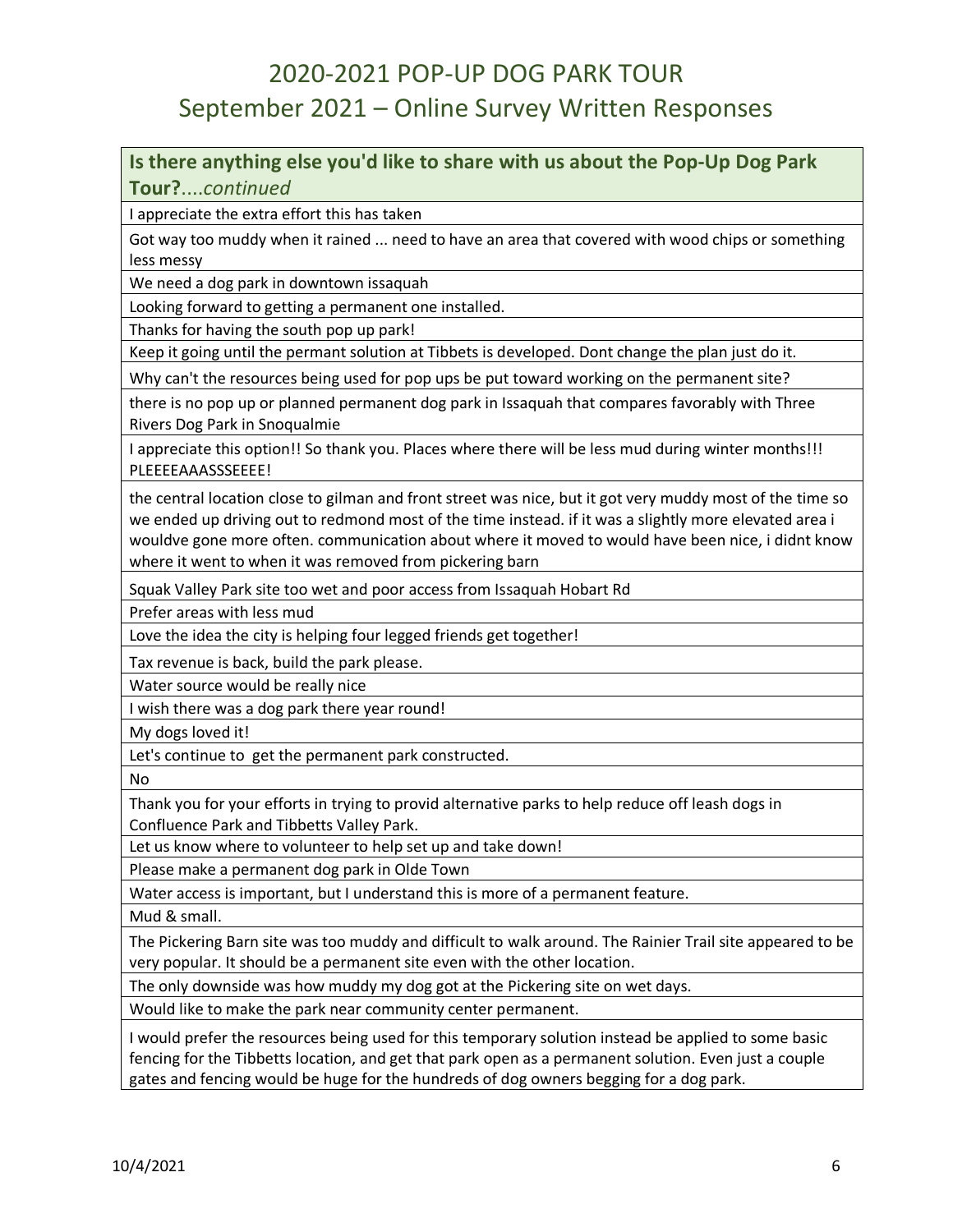# 2020-2021 POP-UP DOG PARK TOUR
## September 2021 – Online Survey Written Responses

| **Is there anything else you'd like to share with us about the Pop-Up Dog Park Tour?**....*continued* |
|---|
| I appreciate the extra effort this has taken |
| Got way too muddy when it rained ... need to have an area that covered with wood chips or something less messy |
| We need a dog park in downtown issaquah |
| Looking forward to getting a permanent one installed. |
| Thanks for having the south pop up park! |
| Keep it going until the permant solution at Tibbets is developed. Dont change the plan just do it. |
| Why can't the resources being used for pop ups be put toward working on the permanent site? |
| there is no pop up or planned permanent dog park in Issaquah that compares favorably with Three Rivers Dog Park in Snoqualmie |
| I appreciate this option!! So thank you. Places where there will be less mud during winter months!!! PLEEEEAAASSSEEEE! |
| the central location close to gilman and front street was nice, but it got very muddy most of the time so we ended up driving out to redmond most of the time instead. if it was a slightly more elevated area i wouldve gone more often. communication about where it moved to would have been nice, i didnt know where it went to when it was removed from pickering barn |
| Squak Valley Park site too wet and poor access from Issaquah Hobart Rd |
| Prefer areas with less mud |
| Love the idea the city is helping four legged friends get together! |
| Tax revenue is back, build the park please. |
| Water source would be really nice |
| I wish there was a dog park there year round! |
| My dogs loved it! |
| Let's continue to get the permanent park constructed. |
| No |
| Thank you for your efforts in trying to provid alternative parks to help reduce off leash dogs in Confluence Park and Tibbetts Valley Park. |
| Let us know where to volunteer to help set up and take down! |
| Please make a permanent dog park in Olde Town |
| Water access is important, but I understand this is more of a permanent feature. |
| Mud & small. |
| The Pickering Barn site was too muddy and difficult to walk around. The Rainier Trail site appeared to be very popular. It should be a permanent site even with the other location. |
| The only downside was how muddy my dog got at the Pickering site on wet days. |
| Would like to make the park near community center permanent. |
| I would prefer the resources being used for this temporary solution instead be applied to some basic fencing for the Tibbetts location, and get that park open as a permanent solution. Even just a couple gates and fencing would be huge for the hundreds of dog owners begging for a dog park. |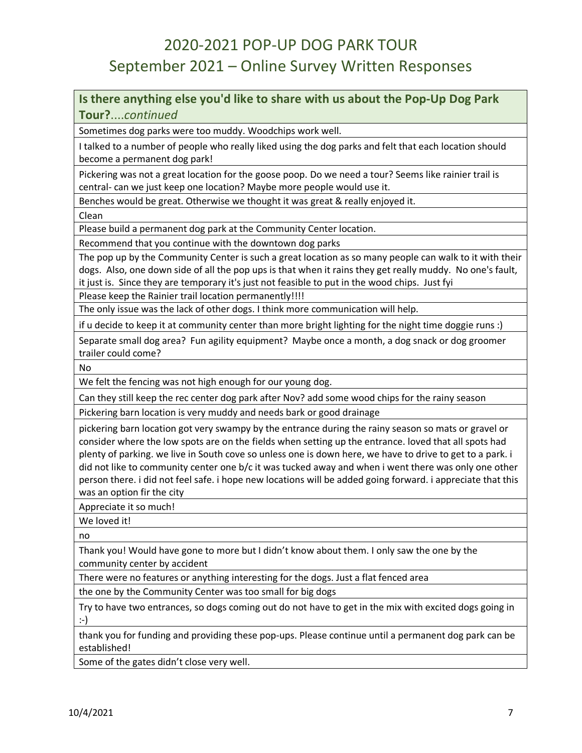# 2020-2021 POP-UP DOG PARK TOUR

## September 2021 – Online Survey Written Responses

| **Is there anything else you'd like to share with us about the Pop-Up Dog Park Tour?***....continued* |
|---|
| Sometimes dog parks were too muddy. Woodchips work well. |
| I talked to a number of people who really liked using the dog parks and felt that each location should become a permanent dog park! |
| Pickering was not a great location for the goose poop. Do we need a tour? Seems like rainier trail is central- can we just keep one location? Maybe more people would use it. |
| Benches would be great. Otherwise we thought it was great & really enjoyed it. |
| Clean |
| Please build a permanent dog park at the Community Center location. |
| Recommend that you continue with the downtown dog parks |
| The pop up by the Community Center is such a great location as so many people can walk to it with their dogs. Also, one down side of all the pop ups is that when it rains they get really muddy. No one's fault, it just is. Since they are temporary it's just not feasible to put in the wood chips. Just fyi |
| Please keep the Rainier trail location permanently!!!! |
| The only issue was the lack of other dogs. I think more communication will help. |
| if u decide to keep it at community center than more bright lighting for the night time doggie runs :) |
| Separate small dog area? Fun agility equipment? Maybe once a month, a dog snack or dog groomer trailer could come? |
| No |
| We felt the fencing was not high enough for our young dog. |
| Can they still keep the rec center dog park after Nov? add some wood chips for the rainy season |
| Pickering barn location is very muddy and needs bark or good drainage |
| pickering barn location got very swampy by the entrance during the rainy season so mats or gravel or consider where the low spots are on the fields when setting up the entrance. loved that all spots had plenty of parking. we live in South cove so unless one is down here, we have to drive to get to a park. i did not like to community center one b/c it was tucked away and when i went there was only one other person there. i did not feel safe. i hope new locations will be added going forward. i appreciate that this was an option fir the city |
| Appreciate it so much! |
| We loved it! |
| no |
| Thank you! Would have gone to more but I didn't know about them. I only saw the one by the community center by accident |
| There were no features or anything interesting for the dogs. Just a flat fenced area |
| the one by the Community Center was too small for big dogs |
| Try to have two entrances, so dogs coming out do not have to get in the mix with excited dogs going in :-) |
| thank you for funding and providing these pop-ups. Please continue until a permanent dog park can be established! |
| Some of the gates didn't close very well. |

10/4/2021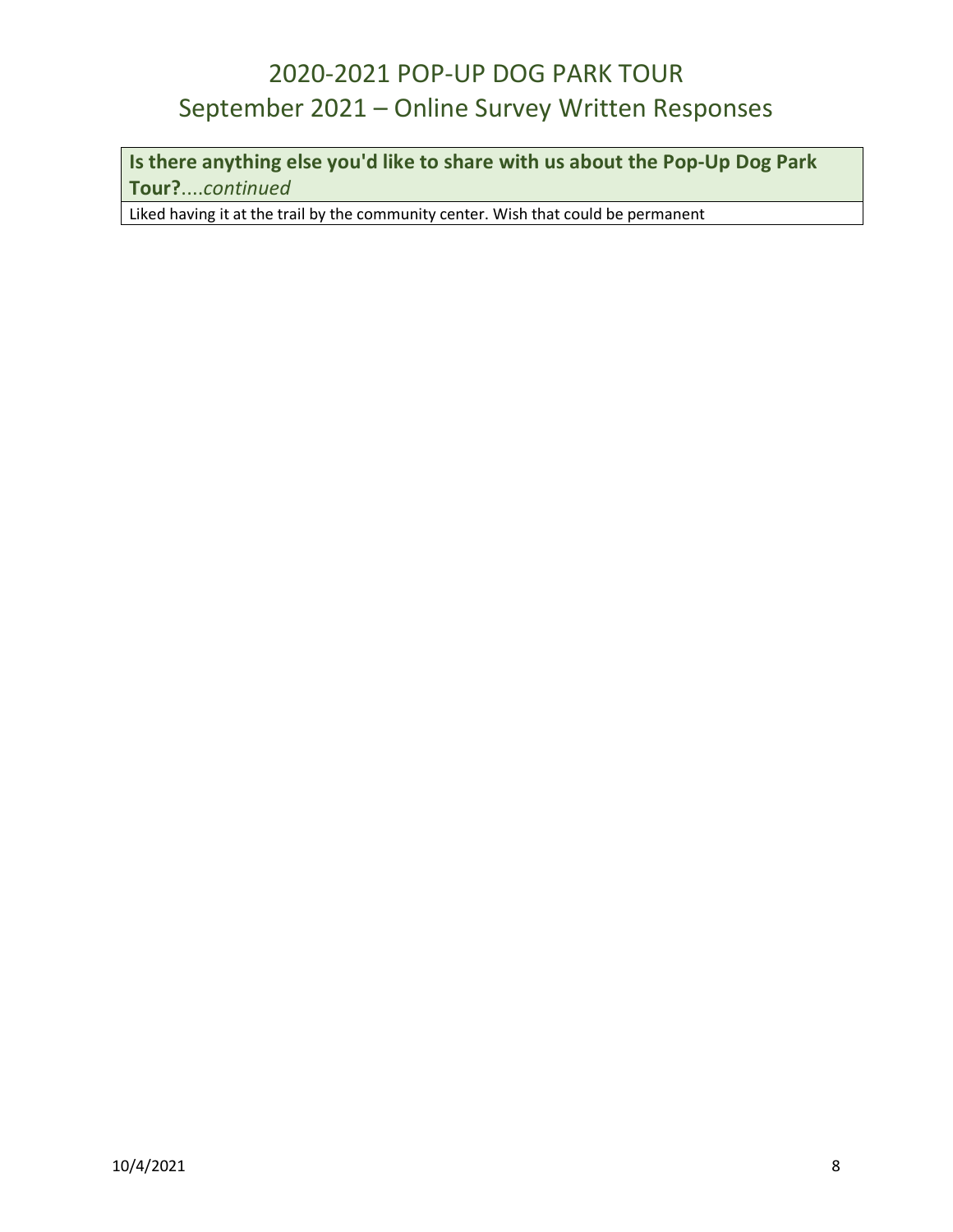# 2020-2021 POP-UP DOG PARK TOUR
## September 2021 – Online Survey Written Responses

| **Is there anything else you'd like to share with us about the Pop-Up Dog Park Tour?**....*continued* |
| --- |
| Liked having it at the trail by the community center. Wish that could be permanent |

10/4/2021